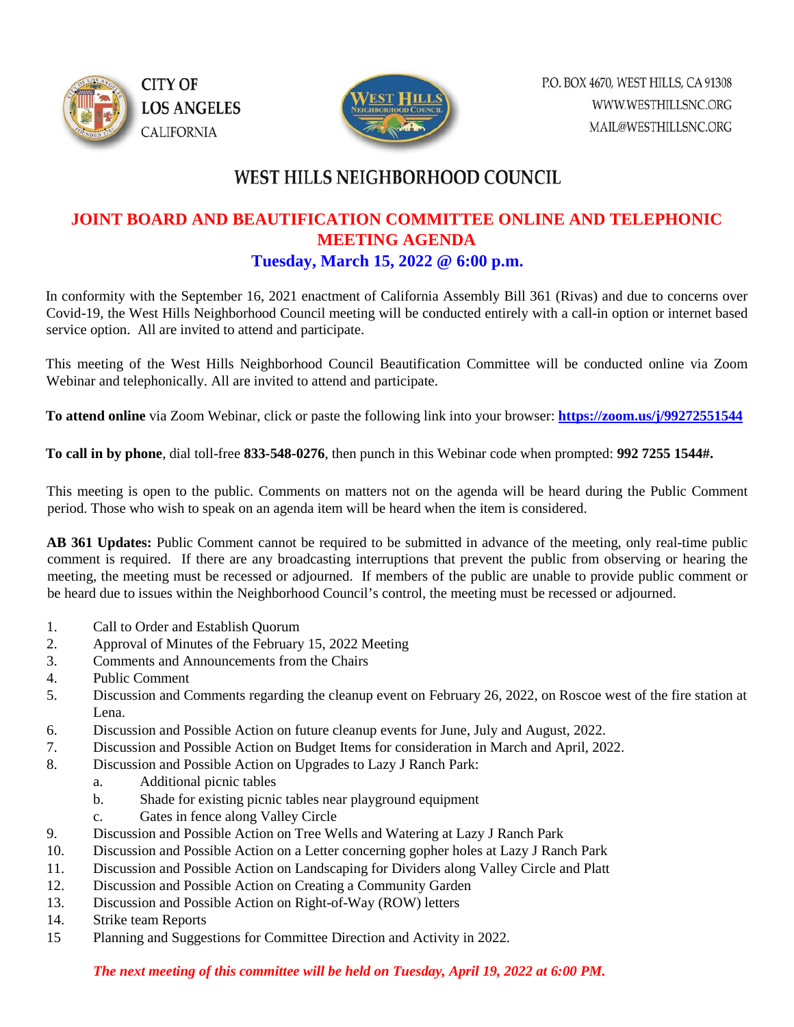CITY OF LOS ANGELES CALIFORNIA

P.O. BOX 4670, WEST HILLS, CA 91308
WWW.WESTHILLSNC.ORG
MAIL@WESTHILLSNC.ORG

# WEST HILLS NEIGHBORHOOD COUNCIL

## JOINT BOARD AND BEAUTIFICATION COMMITTEE ONLINE AND TELEPHONIC MEETING AGENDA

### Tuesday, March 15, 2022 @ 6:00 p.m.

In conformity with the September 16, 2021 enactment of California Assembly Bill 361 (Rivas) and due to concerns over Covid-19, the West Hills Neighborhood Council meeting will be conducted entirely with a call-in option or internet based service option. All are invited to attend and participate.

This meeting of the West Hills Neighborhood Council Beautification Committee will be conducted online via Zoom Webinar and telephonically. All are invited to attend and participate.

**To attend online** via Zoom Webinar, click or paste the following link into your browser: **https://zoom.us/j/99272551544**

**To call in by phone**, dial toll-free **833-548-0276**, then punch in this Webinar code when prompted: **992 7255 1544#.**

This meeting is open to the public. Comments on matters not on the agenda will be heard during the Public Comment period. Those who wish to speak on an agenda item will be heard when the item is considered.

**AB 361 Updates:** Public Comment cannot be required to be submitted in advance of the meeting, only real-time public comment is required. If there are any broadcasting interruptions that prevent the public from observing or hearing the meeting, the meeting must be recessed or adjourned. If members of the public are unable to provide public comment or be heard due to issues within the Neighborhood Council's control, the meeting must be recessed or adjourned.

1. Call to Order and Establish Quorum
2. Approval of Minutes of the February 15, 2022 Meeting
3. Comments and Announcements from the Chairs
4. Public Comment
5. Discussion and Comments regarding the cleanup event on February 26, 2022, on Roscoe west of the fire station at Lena.
6. Discussion and Possible Action on future cleanup events for June, July and August, 2022.
7. Discussion and Possible Action on Budget Items for consideration in March and April, 2022.
8. Discussion and Possible Action on Upgrades to Lazy J Ranch Park:
   a. Additional picnic tables
   b. Shade for existing picnic tables near playground equipment
   c. Gates in fence along Valley Circle
9. Discussion and Possible Action on Tree Wells and Watering at Lazy J Ranch Park
10. Discussion and Possible Action on a Letter concerning gopher holes at Lazy J Ranch Park
11. Discussion and Possible Action on Landscaping for Dividers along Valley Circle and Platt
12. Discussion and Possible Action on Creating a Community Garden
13. Discussion and Possible Action on Right-of-Way (ROW) letters
14. Strike team Reports
15. Planning and Suggestions for Committee Direction and Activity in 2022.

***The next meeting of this committee will be held on Tuesday, April 19, 2022 at 6:00 PM.***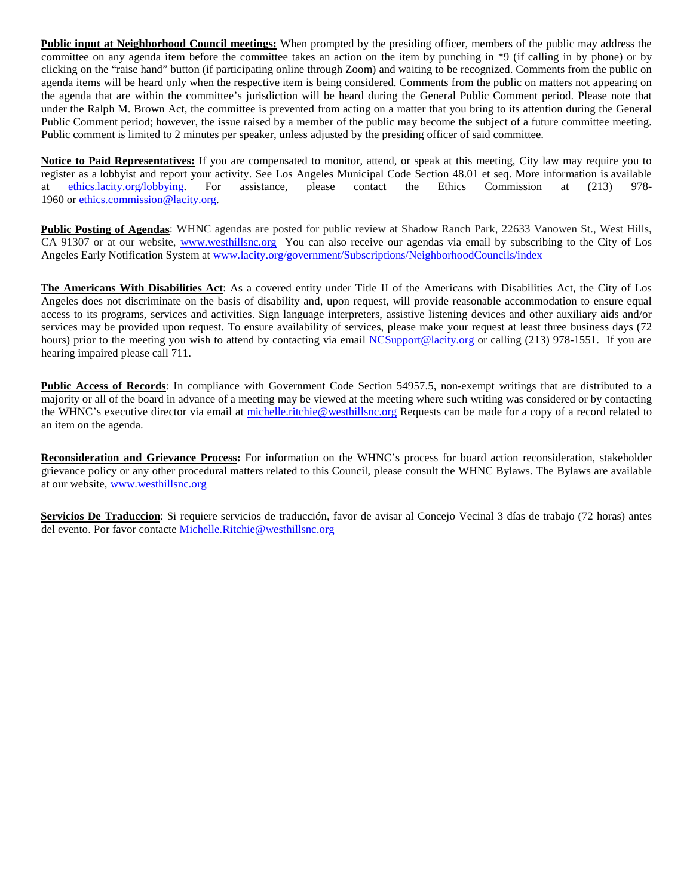**Public input at Neighborhood Council meetings:** When prompted by the presiding officer, members of the public may address the committee on any agenda item before the committee takes an action on the item by punching in *9 (if calling in by phone) or by clicking on the "raise hand" button (if participating online through Zoom) and waiting to be recognized. Comments from the public on agenda items will be heard only when the respective item is being considered. Comments from the public on matters not appearing on the agenda that are within the committee's jurisdiction will be heard during the General Public Comment period. Please note that under the Ralph M. Brown Act, the committee is prevented from acting on a matter that you bring to its attention during the General Public Comment period; however, the issue raised by a member of the public may become the subject of a future committee meeting. Public comment is limited to 2 minutes per speaker, unless adjusted by the presiding officer of said committee.

**Notice to Paid Representatives:** If you are compensated to monitor, attend, or speak at this meeting, City law may require you to register as a lobbyist and report your activity. See Los Angeles Municipal Code Section 48.01 et seq. More information is available at ethics.lacity.org/lobbying. For assistance, please contact the Ethics Commission at (213) 978-1960 or ethics.commission@lacity.org.

**Public Posting of Agendas**: WHNC agendas are posted for public review at Shadow Ranch Park, 22633 Vanowen St., West Hills, CA 91307 or at our website, www.westhillsnc.org You can also receive our agendas via email by subscribing to the City of Los Angeles Early Notification System at www.lacity.org/government/Subscriptions/NeighborhoodCouncils/index

**The Americans With Disabilities Act**: As a covered entity under Title II of the Americans with Disabilities Act, the City of Los Angeles does not discriminate on the basis of disability and, upon request, will provide reasonable accommodation to ensure equal access to its programs, services and activities. Sign language interpreters, assistive listening devices and other auxiliary aids and/or services may be provided upon request. To ensure availability of services, please make your request at least three business days (72 hours) prior to the meeting you wish to attend by contacting via email NCSupport@lacity.org or calling (213) 978-1551. If you are hearing impaired please call 711.

**Public Access of Records**: In compliance with Government Code Section 54957.5, non-exempt writings that are distributed to a majority or all of the board in advance of a meeting may be viewed at the meeting where such writing was considered or by contacting the WHNC's executive director via email at michelle.ritchie@westhillsnc.org Requests can be made for a copy of a record related to an item on the agenda.

**Reconsideration and Grievance Process:** For information on the WHNC's process for board action reconsideration, stakeholder grievance policy or any other procedural matters related to this Council, please consult the WHNC Bylaws. The Bylaws are available at our website, www.westhillsnc.org

**Servicios De Traduccion**: Si requiere servicios de traducción, favor de avisar al Concejo Vecinal 3 días de trabajo (72 horas) antes del evento. Por favor contacte Michelle.Ritchie@westhillsnc.org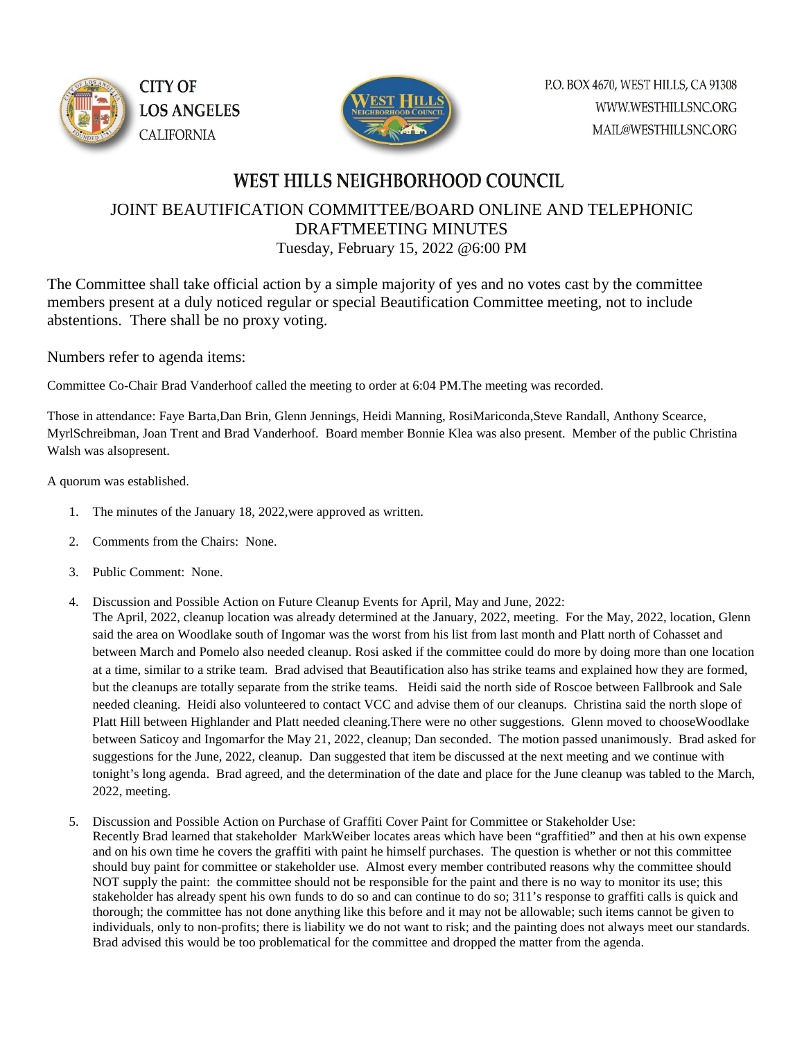CITY OF LOS ANGELES CALIFORNIA

P.O. BOX 4670, WEST HILLS, CA 91308
WWW.WESTHILLSNC.ORG
MAIL@WESTHILLSNC.ORG

# WEST HILLS NEIGHBORHOOD COUNCIL

## JOINT BEAUTIFICATION COMMITTEE/BOARD ONLINE AND TELEPHONIC DRAFTMEETING MINUTES

Tuesday, February 15, 2022 @6:00 PM

The Committee shall take official action by a simple majority of yes and no votes cast by the committee members present at a duly noticed regular or special Beautification Committee meeting, not to include abstentions. There shall be no proxy voting.

Numbers refer to agenda items:

Committee Co-Chair Brad Vanderhoof called the meeting to order at 6:04 PM.The meeting was recorded.

Those in attendance: Faye Barta,Dan Brin, Glenn Jennings, Heidi Manning, RosiMariconda,Steve Randall, Anthony Scearce, MyrlSchreibman, Joan Trent and Brad Vanderhoof. Board member Bonnie Klea was also present. Member of the public Christina Walsh was alsopresent.

A quorum was established.

1. The minutes of the January 18, 2022,were approved as written.

2. Comments from the Chairs: None.

3. Public Comment: None.

4. Discussion and Possible Action on Future Cleanup Events for April, May and June, 2022:
   The April, 2022, cleanup location was already determined at the January, 2022, meeting. For the May, 2022, location, Glenn said the area on Woodlake south of Ingomar was the worst from his list from last month and Platt north of Cohasset and between March and Pomelo also needed cleanup. Rosi asked if the committee could do more by doing more than one location at a time, similar to a strike team. Brad advised that Beautification also has strike teams and explained how they are formed, but the cleanups are totally separate from the strike teams. Heidi said the north side of Roscoe between Fallbrook and Sale needed cleaning. Heidi also volunteered to contact VCC and advise them of our cleanups. Christina said the north slope of Platt Hill between Highlander and Platt needed cleaning.There were no other suggestions. Glenn moved to chooseWoodlake between Saticoy and Ingomarfor the May 21, 2022, cleanup; Dan seconded. The motion passed unanimously. Brad asked for suggestions for the June, 2022, cleanup. Dan suggested that item be discussed at the next meeting and we continue with tonight's long agenda. Brad agreed, and the determination of the date and place for the June cleanup was tabled to the March, 2022, meeting.

5. Discussion and Possible Action on Purchase of Graffiti Cover Paint for Committee or Stakeholder Use:
   Recently Brad learned that stakeholder MarkWeiber locates areas which have been "graffitied" and then at his own expense and on his own time he covers the graffiti with paint he himself purchases. The question is whether or not this committee should buy paint for committee or stakeholder use. Almost every member contributed reasons why the committee should NOT supply the paint: the committee should not be responsible for the paint and there is no way to monitor its use; this stakeholder has already spent his own funds to do so and can continue to do so; 311's response to graffiti calls is quick and thorough; the committee has not done anything like this before and it may not be allowable; such items cannot be given to individuals, only to non-profits; there is liability we do not want to risk; and the painting does not always meet our standards. Brad advised this would be too problematical for the committee and dropped the matter from the agenda.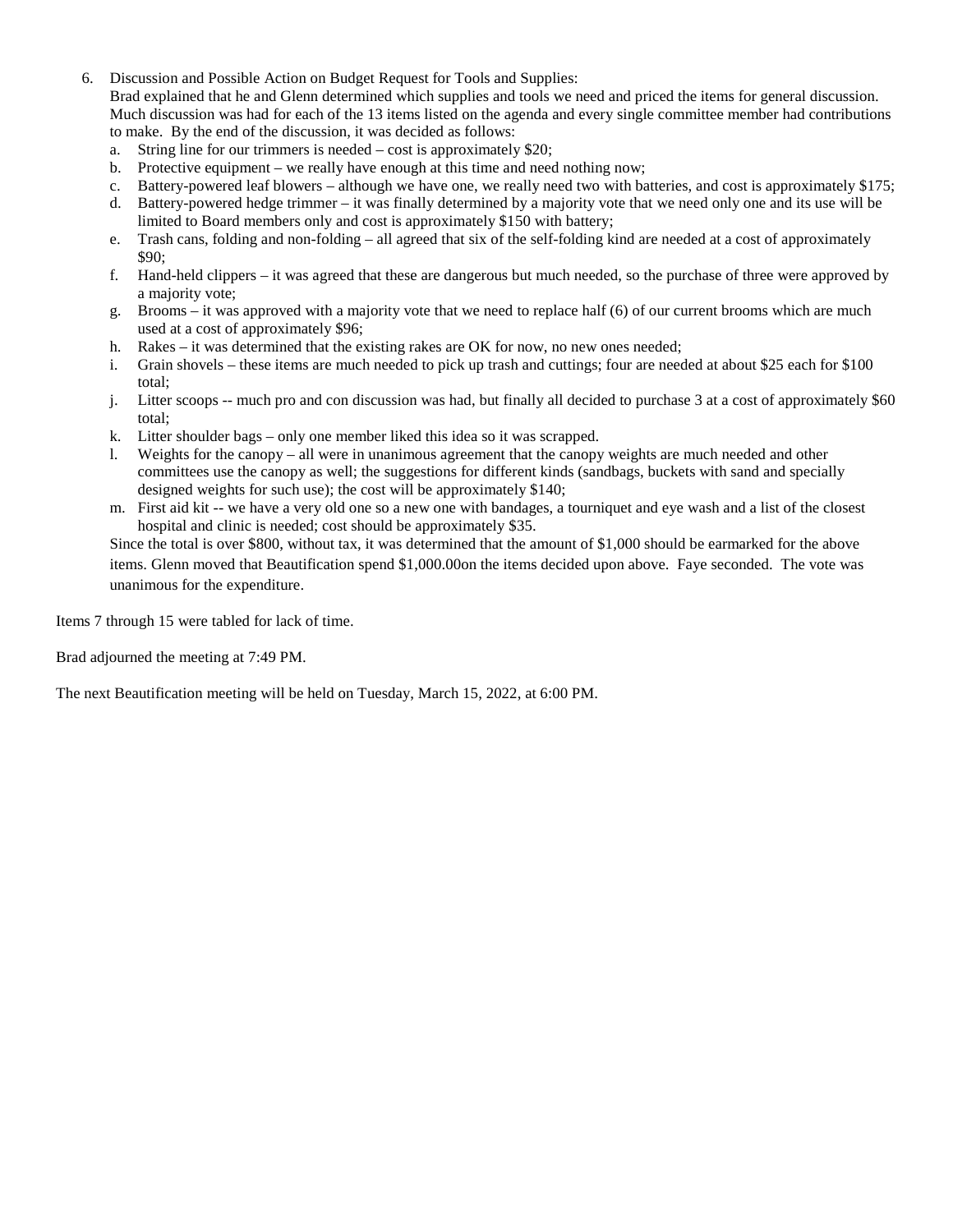6. Discussion and Possible Action on Budget Request for Tools and Supplies:
   Brad explained that he and Glenn determined which supplies and tools we need and priced the items for general discussion. Much discussion was had for each of the 13 items listed on the agenda and every single committee member had contributions to make. By the end of the discussion, it was decided as follows:
   a. String line for our trimmers is needed – cost is approximately $20;
   b. Protective equipment – we really have enough at this time and need nothing now;
   c. Battery-powered leaf blowers – although we have one, we really need two with batteries, and cost is approximately $175;
   d. Battery-powered hedge trimmer – it was finally determined by a majority vote that we need only one and its use will be limited to Board members only and cost is approximately $150 with battery;
   e. Trash cans, folding and non-folding – all agreed that six of the self-folding kind are needed at a cost of approximately $90;
   f. Hand-held clippers – it was agreed that these are dangerous but much needed, so the purchase of three were approved by a majority vote;
   g. Brooms – it was approved with a majority vote that we need to replace half (6) of our current brooms which are much used at a cost of approximately $96;
   h. Rakes – it was determined that the existing rakes are OK for now, no new ones needed;
   i. Grain shovels – these items are much needed to pick up trash and cuttings; four are needed at about $25 each for $100 total;
   j. Litter scoops -- much pro and con discussion was had, but finally all decided to purchase 3 at a cost of approximately $60 total;
   k. Litter shoulder bags – only one member liked this idea so it was scrapped.
   l. Weights for the canopy – all were in unanimous agreement that the canopy weights are much needed and other committees use the canopy as well; the suggestions for different kinds (sandbags, buckets with sand and specially designed weights for such use); the cost will be approximately $140;
   m. First aid kit -- we have a very old one so a new one with bandages, a tourniquet and eye wash and a list of the closest hospital and clinic is needed; cost should be approximately $35.

   Since the total is over $800, without tax, it was determined that the amount of $1,000 should be earmarked for the above items. Glenn moved that Beautification spend $1,000.00on the items decided upon above. Faye seconded. The vote was unanimous for the expenditure.

Items 7 through 15 were tabled for lack of time.

Brad adjourned the meeting at 7:49 PM.

The next Beautification meeting will be held on Tuesday, March 15, 2022, at 6:00 PM.